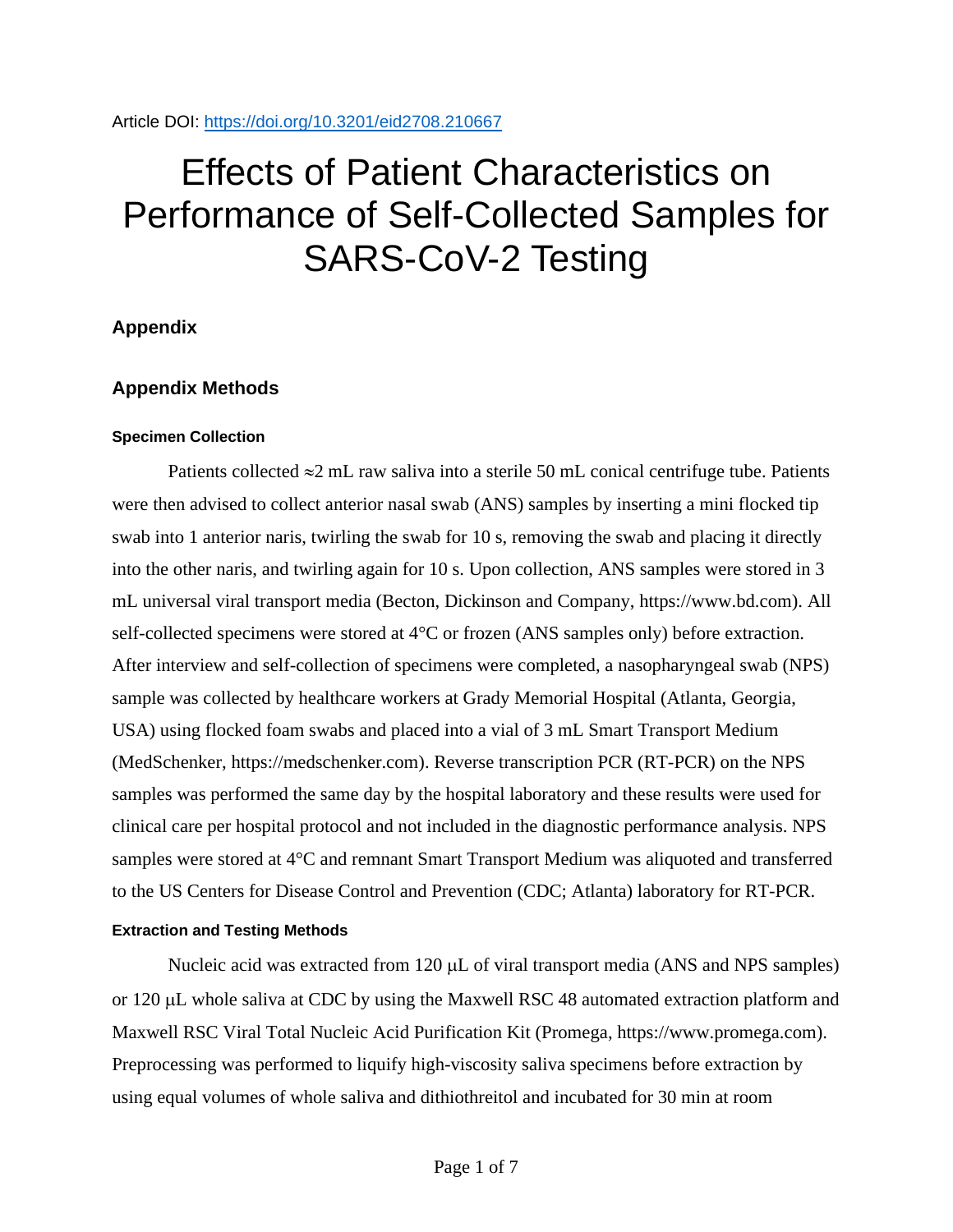Article DOI: https://doi.org/10.3201/eid2708.210667

# Effects of Patient Characteristics on Performance of Self-Collected Samples for SARS-CoV-2 Testing

## Appendix

## Appendix Methods

### Specimen Collection

Patients collected ≈2 mL raw saliva into a sterile 50 mL conical centrifuge tube. Patients were then advised to collect anterior nasal swab (ANS) samples by inserting a mini flocked tip swab into 1 anterior naris, twirling the swab for 10 s, removing the swab and placing it directly into the other naris, and twirling again for 10 s. Upon collection, ANS samples were stored in 3 mL universal viral transport media (Becton, Dickinson and Company, https://www.bd.com). All self-collected specimens were stored at 4°C or frozen (ANS samples only) before extraction. After interview and self-collection of specimens were completed, a nasopharyngeal swab (NPS) sample was collected by healthcare workers at Grady Memorial Hospital (Atlanta, Georgia, USA) using flocked foam swabs and placed into a vial of 3 mL Smart Transport Medium (MedSchenker, https://medschenker.com). Reverse transcription PCR (RT-PCR) on the NPS samples was performed the same day by the hospital laboratory and these results were used for clinical care per hospital protocol and not included in the diagnostic performance analysis. NPS samples were stored at 4°C and remnant Smart Transport Medium was aliquoted and transferred to the US Centers for Disease Control and Prevention (CDC; Atlanta) laboratory for RT-PCR.

### Extraction and Testing Methods

Nucleic acid was extracted from 120 μL of viral transport media (ANS and NPS samples) or 120 μL whole saliva at CDC by using the Maxwell RSC 48 automated extraction platform and Maxwell RSC Viral Total Nucleic Acid Purification Kit (Promega, https://www.promega.com). Preprocessing was performed to liquify high-viscosity saliva specimens before extraction by using equal volumes of whole saliva and dithiothreitol and incubated for 30 min at room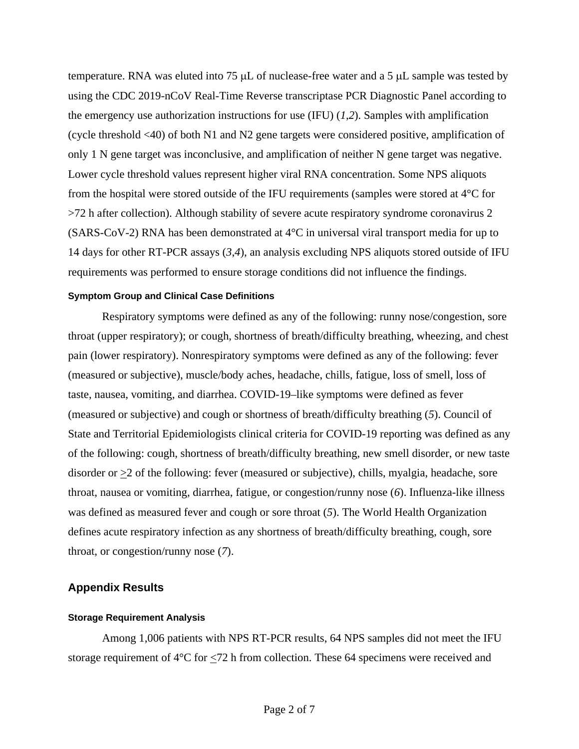temperature. RNA was eluted into 75 μL of nuclease-free water and a 5 μL sample was tested by using the CDC 2019-nCoV Real-Time Reverse transcriptase PCR Diagnostic Panel according to the emergency use authorization instructions for use (IFU) (*1*,*2*). Samples with amplification (cycle threshold <40) of both N1 and N2 gene targets were considered positive, amplification of only 1 N gene target was inconclusive, and amplification of neither N gene target was negative. Lower cycle threshold values represent higher viral RNA concentration. Some NPS aliquots from the hospital were stored outside of the IFU requirements (samples were stored at 4°C for >72 h after collection). Although stability of severe acute respiratory syndrome coronavirus 2 (SARS-CoV-2) RNA has been demonstrated at 4°C in universal viral transport media for up to 14 days for other RT-PCR assays (*3*,*4*), an analysis excluding NPS aliquots stored outside of IFU requirements was performed to ensure storage conditions did not influence the findings.

### Symptom Group and Clinical Case Definitions

Respiratory symptoms were defined as any of the following: runny nose/congestion, sore throat (upper respiratory); or cough, shortness of breath/difficulty breathing, wheezing, and chest pain (lower respiratory). Nonrespiratory symptoms were defined as any of the following: fever (measured or subjective), muscle/body aches, headache, chills, fatigue, loss of smell, loss of taste, nausea, vomiting, and diarrhea. COVID-19–like symptoms were defined as fever (measured or subjective) and cough or shortness of breath/difficulty breathing (*5*). Council of State and Territorial Epidemiologists clinical criteria for COVID-19 reporting was defined as any of the following: cough, shortness of breath/difficulty breathing, new smell disorder, or new taste disorder or ≥2 of the following: fever (measured or subjective), chills, myalgia, headache, sore throat, nausea or vomiting, diarrhea, fatigue, or congestion/runny nose (*6*). Influenza-like illness was defined as measured fever and cough or sore throat (*5*). The World Health Organization defines acute respiratory infection as any shortness of breath/difficulty breathing, cough, sore throat, or congestion/runny nose (*7*).

## Appendix Results

### Storage Requirement Analysis

Among 1,006 patients with NPS RT-PCR results, 64 NPS samples did not meet the IFU storage requirement of 4°C for ≤72 h from collection. These 64 specimens were received and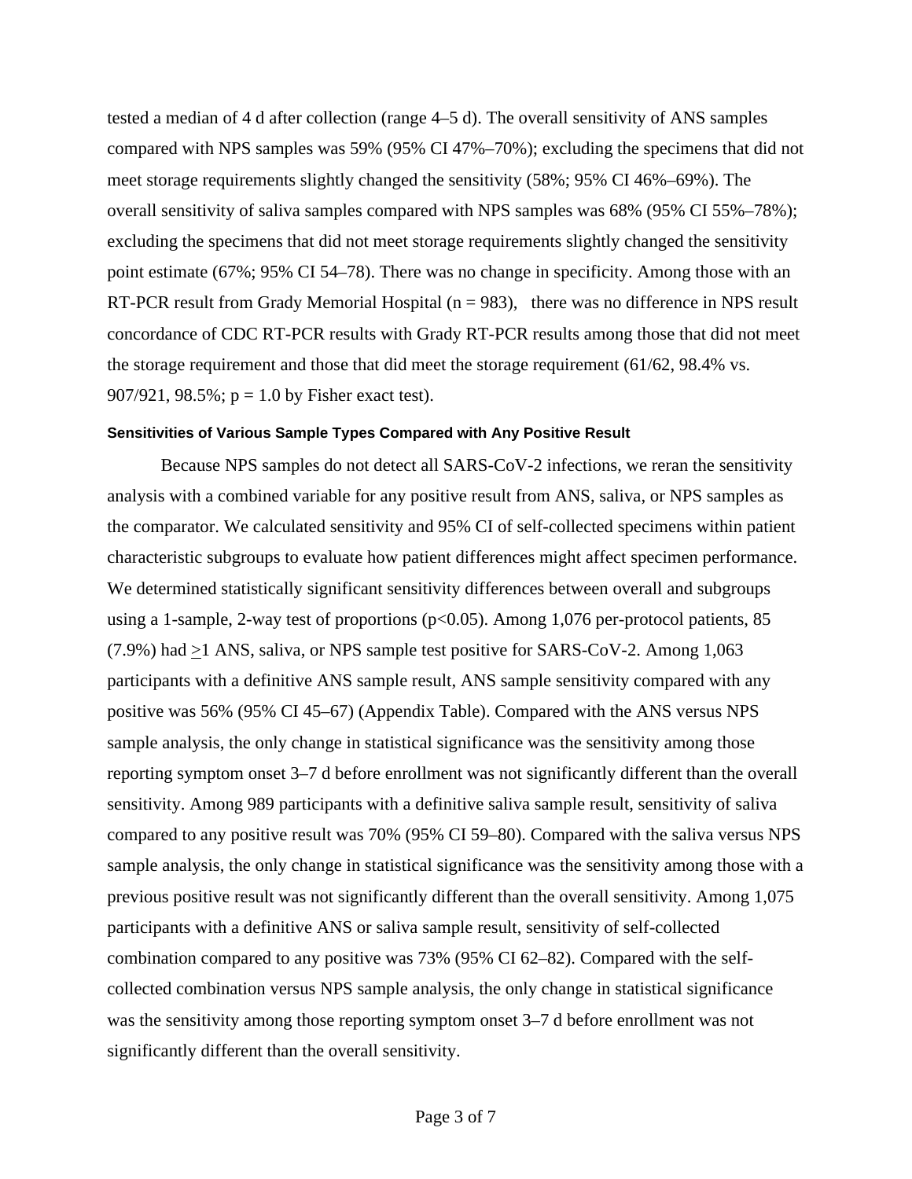tested a median of 4 d after collection (range 4–5 d). The overall sensitivity of ANS samples compared with NPS samples was 59% (95% CI 47%–70%); excluding the specimens that did not meet storage requirements slightly changed the sensitivity (58%; 95% CI 46%–69%). The overall sensitivity of saliva samples compared with NPS samples was 68% (95% CI 55%–78%); excluding the specimens that did not meet storage requirements slightly changed the sensitivity point estimate (67%; 95% CI 54–78). There was no change in specificity. Among those with an RT-PCR result from Grady Memorial Hospital (n = 983), there was no difference in NPS result concordance of CDC RT-PCR results with Grady RT-PCR results among those that did not meet the storage requirement and those that did meet the storage requirement (61/62, 98.4% vs. 907/921, 98.5%; p = 1.0 by Fisher exact test).

#### Sensitivities of Various Sample Types Compared with Any Positive Result

Because NPS samples do not detect all SARS-CoV-2 infections, we reran the sensitivity analysis with a combined variable for any positive result from ANS, saliva, or NPS samples as the comparator. We calculated sensitivity and 95% CI of self-collected specimens within patient characteristic subgroups to evaluate how patient differences might affect specimen performance. We determined statistically significant sensitivity differences between overall and subgroups using a 1-sample, 2-way test of proportions ($p<0.05$). Among 1,076 per-protocol patients, 85 (7.9%) had $\geq$1 ANS, saliva, or NPS sample test positive for SARS-CoV-2. Among 1,063 participants with a definitive ANS sample result, ANS sample sensitivity compared with any positive was 56% (95% CI 45–67) (Appendix Table). Compared with the ANS versus NPS sample analysis, the only change in statistical significance was the sensitivity among those reporting symptom onset 3–7 d before enrollment was not significantly different than the overall sensitivity. Among 989 participants with a definitive saliva sample result, sensitivity of saliva compared to any positive result was 70% (95% CI 59–80). Compared with the saliva versus NPS sample analysis, the only change in statistical significance was the sensitivity among those with a previous positive result was not significantly different than the overall sensitivity. Among 1,075 participants with a definitive ANS or saliva sample result, sensitivity of self-collected combination compared to any positive was 73% (95% CI 62–82). Compared with the self-collected combination versus NPS sample analysis, the only change in statistical significance was the sensitivity among those reporting symptom onset 3–7 d before enrollment was not significantly different than the overall sensitivity.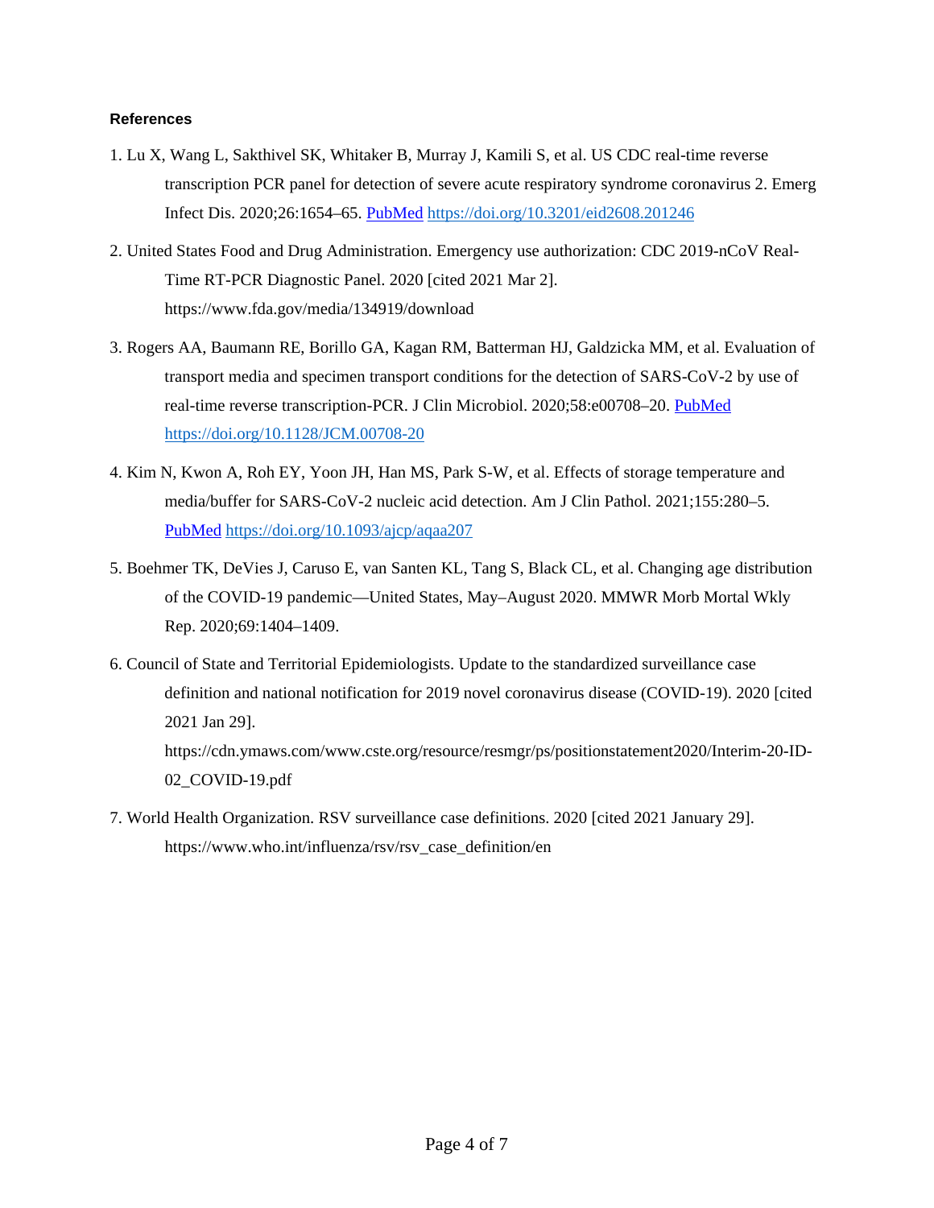**References**

1. Lu X, Wang L, Sakthivel SK, Whitaker B, Murray J, Kamili S, et al. US CDC real-time reverse transcription PCR panel for detection of severe acute respiratory syndrome coronavirus 2. Emerg Infect Dis. 2020;26:1654–65. PubMed https://doi.org/10.3201/eid2608.201246

2. United States Food and Drug Administration. Emergency use authorization: CDC 2019-nCoV Real-Time RT-PCR Diagnostic Panel. 2020 [cited 2021 Mar 2]. https://www.fda.gov/media/134919/download

3. Rogers AA, Baumann RE, Borillo GA, Kagan RM, Batterman HJ, Galdzicka MM, et al. Evaluation of transport media and specimen transport conditions for the detection of SARS-CoV-2 by use of real-time reverse transcription-PCR. J Clin Microbiol. 2020;58:e00708–20. PubMed https://doi.org/10.1128/JCM.00708-20

4. Kim N, Kwon A, Roh EY, Yoon JH, Han MS, Park S-W, et al. Effects of storage temperature and media/buffer for SARS-CoV-2 nucleic acid detection. Am J Clin Pathol. 2021;155:280–5. PubMed https://doi.org/10.1093/ajcp/aqaa207

5. Boehmer TK, DeVies J, Caruso E, van Santen KL, Tang S, Black CL, et al. Changing age distribution of the COVID-19 pandemic—United States, May–August 2020. MMWR Morb Mortal Wkly Rep. 2020;69:1404–1409.

6. Council of State and Territorial Epidemiologists. Update to the standardized surveillance case definition and national notification for 2019 novel coronavirus disease (COVID-19). 2020 [cited 2021 Jan 29]. https://cdn.ymaws.com/www.cste.org/resource/resmgr/ps/positionstatement2020/Interim-20-ID-02_COVID-19.pdf

7. World Health Organization. RSV surveillance case definitions. 2020 [cited 2021 January 29]. https://www.who.int/influenza/rsv/rsv_case_definition/en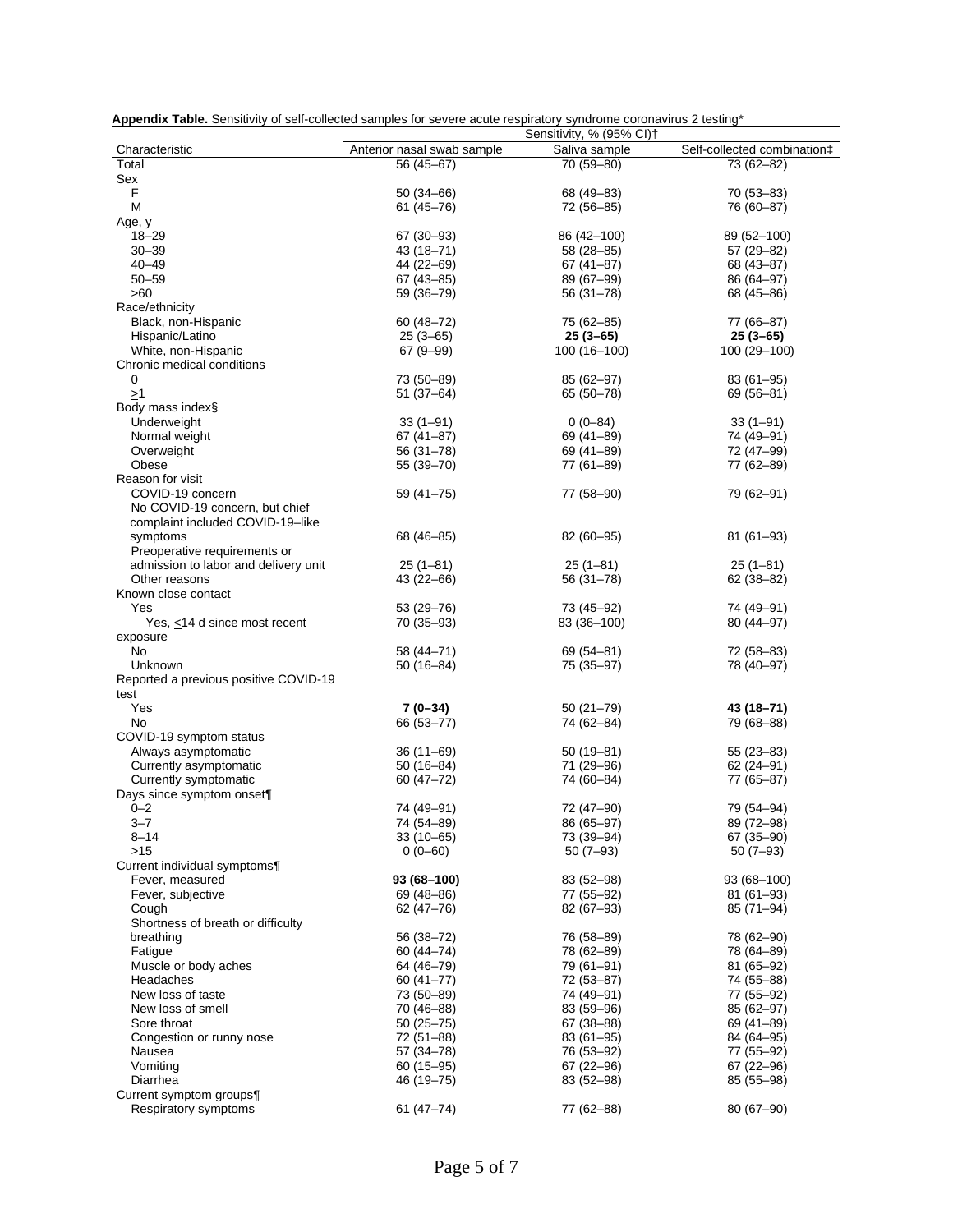**Appendix Table.** Sensitivity of self-collected samples for severe acute respiratory syndrome coronavirus 2 testing*

| Characteristic | Sensitivity, % (95% CI)† | | |
|---|---|---|---|
| | Anterior nasal swab sample | Saliva sample | Self-collected combination‡ |
| Total | 56 (45–67) | 70 (59–80) | 73 (62–82) |
| Sex | | | |
| F | 50 (34–66) | 68 (49–83) | 70 (53–83) |
| M | 61 (45–76) | 72 (56–85) | 76 (60–87) |
| Age, y | | | |
| 18–29 | 67 (30–93) | 86 (42–100) | 89 (52–100) |
| 30–39 | 43 (18–71) | 58 (28–85) | 57 (29–82) |
| 40–49 | 44 (22–69) | 67 (41–87) | 68 (43–87) |
| 50–59 | 67 (43–85) | 89 (67–99) | 86 (64–97) |
| >60 | 59 (36–79) | 56 (31–78) | 68 (45–86) |
| Race/ethnicity | | | |
| Black, non-Hispanic | 60 (48–72) | 75 (62–85) | 77 (66–87) |
| Hispanic/Latino | 25 (3–65) | **25 (3–65)** | **25 (3–65)** |
| White, non-Hispanic | 67 (9–99) | 100 (16–100) | 100 (29–100) |
| Chronic medical conditions | | | |
| 0 | 73 (50–89) | 85 (62–97) | 83 (61–95) |
| ≥1 | 51 (37–64) | 65 (50–78) | 69 (56–81) |
| Body mass index§ | | | |
| Underweight | 33 (1–91) | 0 (0–84) | 33 (1–91) |
| Normal weight | 67 (41–87) | 69 (41–89) | 74 (49–91) |
| Overweight | 56 (31–78) | 69 (41–89) | 72 (47–99) |
| Obese | 55 (39–70) | 77 (61–89) | 77 (62–89) |
| Reason for visit | | | |
| COVID-19 concern | 59 (41–75) | 77 (58–90) | 79 (62–91) |
| No COVID-19 concern, but chief complaint included COVID-19–like symptoms | 68 (46–85) | 82 (60–95) | 81 (61–93) |
| Preoperative requirements or admission to labor and delivery unit | 25 (1–81) | 25 (1–81) | 25 (1–81) |
| Other reasons | 43 (22–66) | 56 (31–78) | 62 (38–82) |
| Known close contact | | | |
| Yes | 53 (29–76) | 73 (45–92) | 74 (49–91) |
| Yes, ≤14 d since most recent exposure | 70 (35–93) | 83 (36–100) | 80 (44–97) |
| No | 58 (44–71) | 69 (54–81) | 72 (58–83) |
| Unknown | 50 (16–84) | 75 (35–97) | 78 (40–97) |
| Reported a previous positive COVID-19 test | | | |
| Yes | **7 (0–34)** | 50 (21–79) | **43 (18–71)** |
| No | 66 (53–77) | 74 (62–84) | 79 (68–88) |
| COVID-19 symptom status | | | |
| Always asymptomatic | 36 (11–69) | 50 (19–81) | 55 (23–83) |
| Currently asymptomatic | 50 (16–84) | 71 (29–96) | 62 (24–91) |
| Currently symptomatic | 60 (47–72) | 74 (60–84) | 77 (65–87) |
| Days since symptom onset¶ | | | |
| 0–2 | 74 (49–91) | 72 (47–90) | 79 (54–94) |
| 3–7 | 74 (54–89) | 86 (65–97) | 89 (72–98) |
| 8–14 | 33 (10–65) | 73 (39–94) | 67 (35–90) |
| >15 | 0 (0–60) | 50 (7–93) | 50 (7–93) |
| Current individual symptoms¶ | | | |
| Fever, measured | **93 (68–100)** | 83 (52–98) | 93 (68–100) |
| Fever, subjective | 69 (48–86) | 77 (55–92) | 81 (61–93) |
| Cough | 62 (47–76) | 82 (67–93) | 85 (71–94) |
| Shortness of breath or difficulty breathing | 56 (38–72) | 76 (58–89) | 78 (62–90) |
| Fatigue | 60 (44–74) | 78 (62–89) | 78 (64–89) |
| Muscle or body aches | 64 (46–79) | 79 (61–91) | 81 (65–92) |
| Headaches | 60 (41–77) | 72 (53–87) | 74 (55–88) |
| New loss of taste | 73 (50–89) | 74 (49–91) | 77 (55–92) |
| New loss of smell | 70 (46–88) | 83 (59–96) | 85 (62–97) |
| Sore throat | 50 (25–75) | 67 (38–88) | 69 (41–89) |
| Congestion or runny nose | 72 (51–88) | 83 (61–95) | 84 (64–95) |
| Nausea | 57 (34–78) | 76 (53–92) | 77 (55–92) |
| Vomiting | 60 (15–95) | 67 (22–96) | 67 (22–96) |
| Diarrhea | 46 (19–75) | 83 (52–98) | 85 (55–98) |
| Current symptom groups¶ | | | |
| Respiratory symptoms | 61 (47–74) | 77 (62–88) | 80 (67–90) |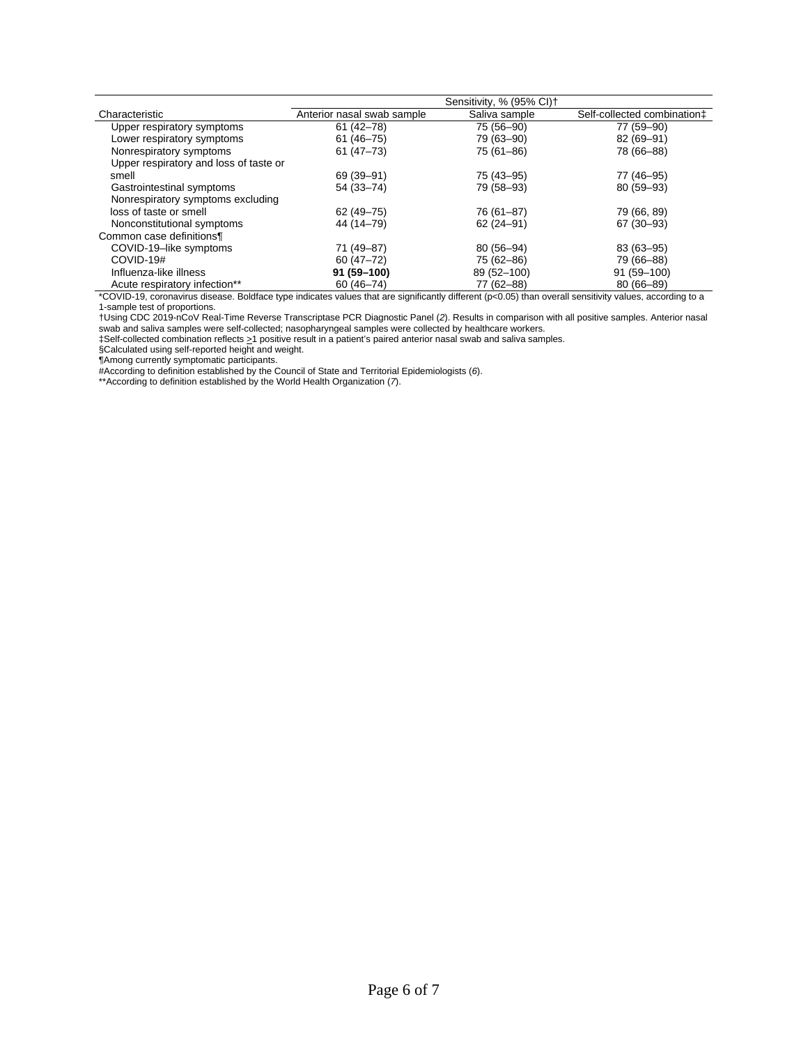| Characteristic | Sensitivity, % (95% CI)† | | |
|---|---|---|---|
| | Anterior nasal swab sample | Saliva sample | Self-collected combination‡ |
| Upper respiratory symptoms | 61 (42–78) | 75 (56–90) | 77 (59–90) |
| Lower respiratory symptoms | 61 (46–75) | 79 (63–90) | 82 (69–91) |
| Nonrespiratory symptoms | 61 (47–73) | 75 (61–86) | 78 (66–88) |
| Upper respiratory and loss of taste or smell | 69 (39–91) | 75 (43–95) | 77 (46–95) |
| Gastrointestinal symptoms | 54 (33–74) | 79 (58–93) | 80 (59–93) |
| Nonrespiratory symptoms excluding loss of taste or smell | 62 (49–75) | 76 (61–87) | 79 (66, 89) |
| Nonconstitutional symptoms | 44 (14–79) | 62 (24–91) | 67 (30–93) |
| Common case definitions¶ | | | |
| COVID-19–like symptoms | 71 (49–87) | 80 (56–94) | 83 (63–95) |
| COVID-19# | 60 (47–72) | 75 (62–86) | 79 (66–88) |
| Influenza-like illness | **91 (59–100)** | 89 (52–100) | 91 (59–100) |
| Acute respiratory infection** | 60 (46–74) | 77 (62–88) | 80 (66–89) |

*COVID-19, coronavirus disease. Boldface type indicates values that are significantly different (p<0.05) than overall sensitivity values, according to a 1-sample test of proportions.

†Using CDC 2019-nCoV Real-Time Reverse Transcriptase PCR Diagnostic Panel (*2*). Results in comparison with all positive samples. Anterior nasal swab and saliva samples were self-collected; nasopharyngeal samples were collected by healthcare workers.

‡Self-collected combination reflects ≥1 positive result in a patient's paired anterior nasal swab and saliva samples.

§Calculated using self-reported height and weight.

¶Among currently symptomatic participants.

#According to definition established by the Council of State and Territorial Epidemiologists (*6*).

**According to definition established by the World Health Organization (*7*).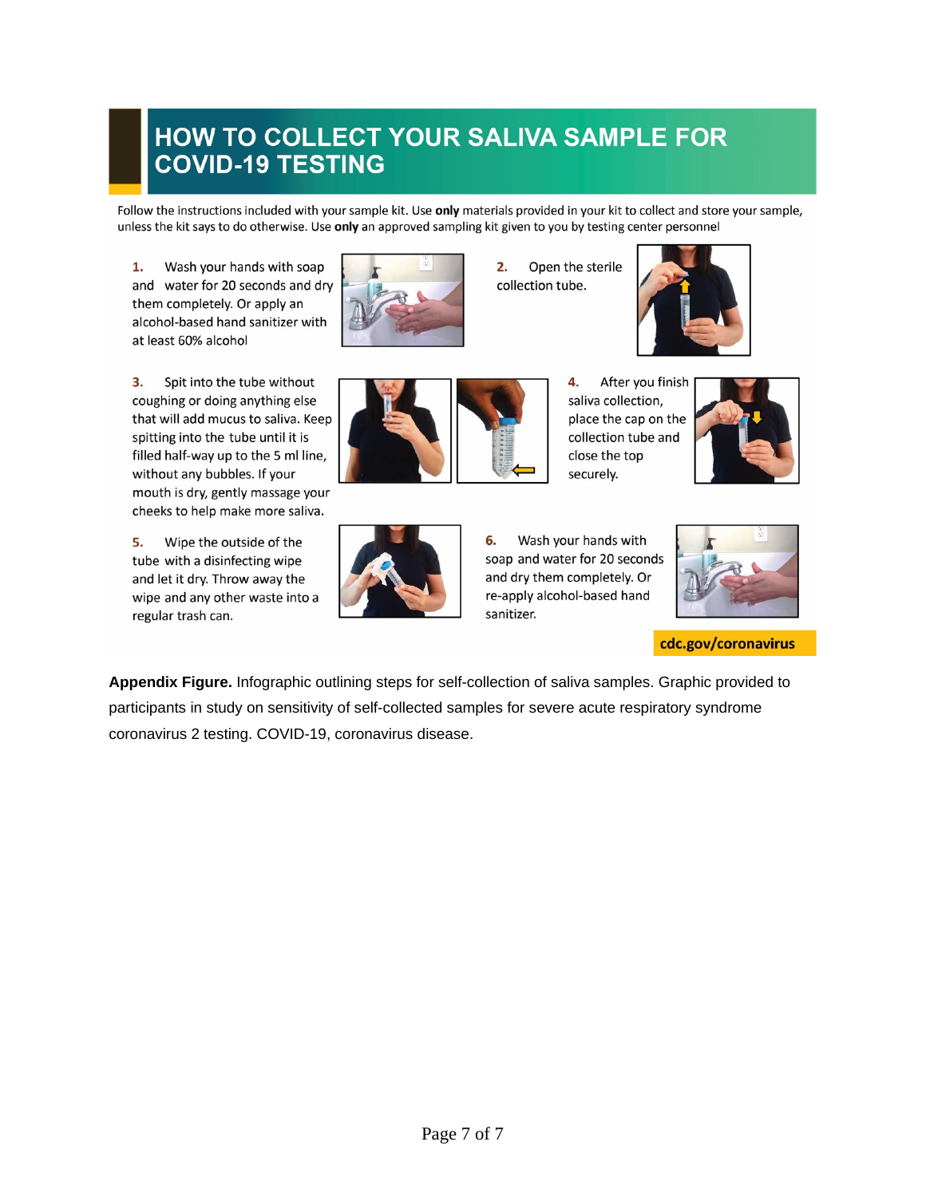# HOW TO COLLECT YOUR SALIVA SAMPLE FOR COVID-19 TESTING

Follow the instructions included with your sample kit. Use **only** materials provided in your kit to collect and store your sample, unless the kit says to do otherwise. Use **only** an approved sampling kit given to you by testing center personnel

1. Wash your hands with soap and water for 20 seconds and dry them completely. Or apply an alcohol-based hand sanitizer with at least 60% alcohol

2. Open the sterile collection tube.

3. Spit into the tube without coughing or doing anything else that will add mucus to saliva. Keep spitting into the tube until it is filled half-way up to the 5 ml line, without any bubbles. If your mouth is dry, gently massage your cheeks to help make more saliva.

4. After you finish saliva collection, place the cap on the collection tube and close the top securely.

5. Wipe the outside of the tube with a disinfecting wipe and let it dry. Throw away the wipe and any other waste into a regular trash can.

6. Wash your hands with soap and water for 20 seconds and dry them completely. Or re-apply alcohol-based hand sanitizer.

cdc.gov/coronavirus

**Appendix Figure.** Infographic outlining steps for self-collection of saliva samples. Graphic provided to participants in study on sensitivity of self-collected samples for severe acute respiratory syndrome coronavirus 2 testing. COVID-19, coronavirus disease.